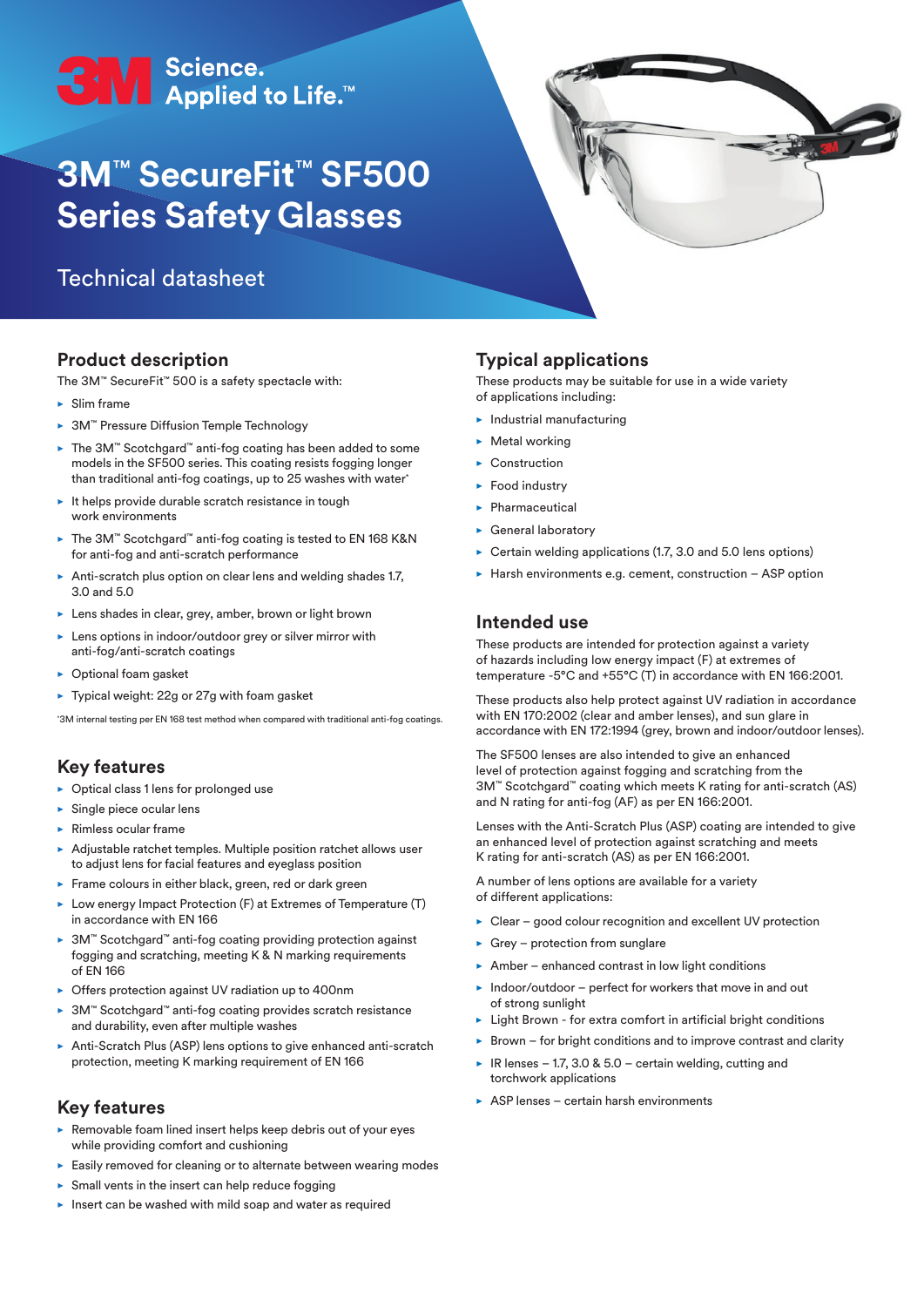3M Science. Applied to Life.™

# 3M™ SecureFit™ SF500 Series Safety Glasses

Technical datasheet

## Product description

The 3M™ SecureFit™ 500 is a safety spectacle with:

- Slim frame
- 3M™ Pressure Diffusion Temple Technology
- The 3M™ Scotchgard™ anti-fog coating has been added to some models in the SF500 series. This coating resists fogging longer than traditional anti-fog coatings, up to 25 washes with water*
- It helps provide durable scratch resistance in tough work environments
- The 3M™ Scotchgard™ anti-fog coating is tested to EN 168 K&N for anti-fog and anti-scratch performance
- Anti-scratch plus option on clear lens and welding shades 1.7, 3.0 and 5.0
- Lens shades in clear, grey, amber, brown or light brown
- Lens options in indoor/outdoor grey or silver mirror with anti-fog/anti-scratch coatings
- Optional foam gasket
- Typical weight: 22g or 27g with foam gasket

*3M internal testing per EN 168 test method when compared with traditional anti-fog coatings.

## Key features

- Optical class 1 lens for prolonged use
- Single piece ocular lens
- Rimless ocular frame
- Adjustable ratchet temples. Multiple position ratchet allows user to adjust lens for facial features and eyeglass position
- Frame colours in either black, green, red or dark green
- Low energy Impact Protection (F) at Extremes of Temperature (T) in accordance with EN 166
- 3M™ Scotchgard™ anti-fog coating providing protection against fogging and scratching, meeting K & N marking requirements of EN 166
- Offers protection against UV radiation up to 400nm
- 3M™ Scotchgard™ anti-fog coating provides scratch resistance and durability, even after multiple washes
- Anti-Scratch Plus (ASP) lens options to give enhanced anti-scratch protection, meeting K marking requirement of EN 166

## Key features

- Removable foam lined insert helps keep debris out of your eyes while providing comfort and cushioning
- Easily removed for cleaning or to alternate between wearing modes
- Small vents in the insert can help reduce fogging
- Insert can be washed with mild soap and water as required

## Typical applications

These products may be suitable for use in a wide variety of applications including:

- Industrial manufacturing
- Metal working
- Construction
- Food industry
- Pharmaceutical
- General laboratory
- Certain welding applications (1.7, 3.0 and 5.0 lens options)
- Harsh environments e.g. cement, construction – ASP option

## Intended use

These products are intended for protection against a variety of hazards including low energy impact (F) at extremes of temperature -5°C and +55°C (T) in accordance with EN 166:2001.

These products also help protect against UV radiation in accordance with EN 170:2002 (clear and amber lenses), and sun glare in accordance with EN 172:1994 (grey, brown and indoor/outdoor lenses).

The SF500 lenses are also intended to give an enhanced level of protection against fogging and scratching from the 3M™ Scotchgard™ coating which meets K rating for anti-scratch (AS) and N rating for anti-fog (AF) as per EN 166:2001.

Lenses with the Anti-Scratch Plus (ASP) coating are intended to give an enhanced level of protection against scratching and meets K rating for anti-scratch (AS) as per EN 166:2001.

A number of lens options are available for a variety of different applications:

- Clear – good colour recognition and excellent UV protection
- Grey – protection from sunglare
- Amber – enhanced contrast in low light conditions
- Indoor/outdoor – perfect for workers that move in and out of strong sunlight
- Light Brown - for extra comfort in artificial bright conditions
- Brown – for bright conditions and to improve contrast and clarity
- IR lenses – 1.7, 3.0 & 5.0 – certain welding, cutting and torchwork applications
- ASP lenses – certain harsh environments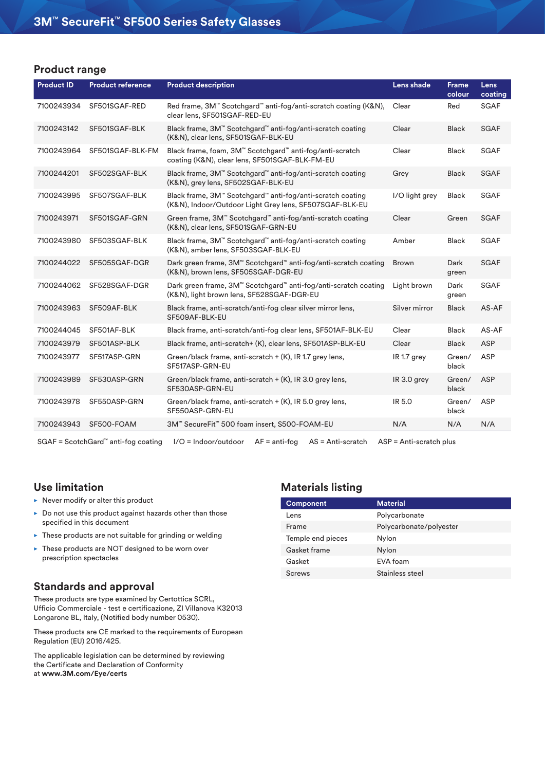# 3M™ SecureFit™ SF500 Series Safety Glasses

## Product range

| Product ID | Product reference | Product description | Lens shade | Frame colour | Lens coating |
|---|---|---|---|---|---|
| 7100243934 | SF501SGAF-RED | Red frame, 3M™ Scotchgard™ anti-fog/anti-scratch coating (K&N), clear lens, SF501SGAF-RED-EU | Clear | Red | SGAF |
| 7100243142 | SF501SGAF-BLK | Black frame, 3M™ Scotchgard™ anti-fog/anti-scratch coating (K&N), clear lens, SF501SGAF-BLK-EU | Clear | Black | SGAF |
| 7100243964 | SF501SGAF-BLK-FM | Black frame, foam, 3M™ Scotchgard™ anti-fog/anti-scratch coating (K&N), clear lens, SF501SGAF-BLK-FM-EU | Clear | Black | SGAF |
| 7100244201 | SF502SGAF-BLK | Black frame, 3M™ Scotchgard™ anti-fog/anti-scratch coating (K&N), grey lens, SF502SGAF-BLK-EU | Grey | Black | SGAF |
| 7100243995 | SF507SGAF-BLK | Black frame, 3M™ Scotchgard™ anti-fog/anti-scratch coating (K&N), Indoor/Outdoor Light Grey lens, SF507SGAF-BLK-EU | I/O light grey | Black | SGAF |
| 7100243971 | SF501SGAF-GRN | Green frame, 3M™ Scotchgard™ anti-fog/anti-scratch coating (K&N), clear lens, SF501SGAF-GRN-EU | Clear | Green | SGAF |
| 7100243980 | SF503SGAF-BLK | Black frame, 3M™ Scotchgard™ anti-fog/anti-scratch coating (K&N), amber lens, SF503SGAF-BLK-EU | Amber | Black | SGAF |
| 7100244022 | SF505SGAF-DGR | Dark green frame, 3M™ Scotchgard™ anti-fog/anti-scratch coating (K&N), brown lens, SF505SGAF-DGR-EU | Brown | Dark green | SGAF |
| 7100244062 | SF528SGAF-DGR | Dark green frame, 3M™ Scotchgard™ anti-fog/anti-scratch coating (K&N), light brown lens, SF528SGAF-DGR-EU | Light brown | Dark green | SGAF |
| 7100243963 | SF509AF-BLK | Black frame, anti-scratch/anti-fog clear silver mirror lens, SF509AF-BLK-EU | Silver mirror | Black | AS-AF |
| 7100244045 | SF501AF-BLK | Black frame, anti-scratch/anti-fog clear lens, SF501AF-BLK-EU | Clear | Black | AS-AF |
| 7100243979 | SF501ASP-BLK | Black frame, anti-scratch+ (K), clear lens, SF501ASP-BLK-EU | Clear | Black | ASP |
| 7100243977 | SF517ASP-GRN | Green/black frame, anti-scratch + (K), IR 1.7 grey lens, SF517ASP-GRN-EU | IR 1.7 grey | Green/ black | ASP |
| 7100243989 | SF530ASP-GRN | Green/black frame, anti-scratch + (K), IR 3.0 grey lens, SF530ASP-GRN-EU | IR 3.0 grey | Green/ black | ASP |
| 7100243978 | SF550ASP-GRN | Green/black frame, anti-scratch + (K), IR 5.0 grey lens, SF550ASP-GRN-EU | IR 5.0 | Green/ black | ASP |
| 7100243943 | SF500-FOAM | 3M™ SecureFit™ 500 foam insert, S500-FOAM-EU | N/A | N/A | N/A |

SGAF = ScotchGard™ anti-fog coating    I/O = Indoor/outdoor    AF = anti-fog    AS = Anti-scratch    ASP = Anti-scratch plus

## Use limitation

- Never modify or alter this product
- Do not use this product against hazards other than those specified in this document
- These products are not suitable for grinding or welding
- These products are NOT designed to be worn over prescription spectacles

## Standards and approval

These products are type examined by Certottica SCRL, Ufficio Commerciale - test e certificazione, ZI Villanova K32013 Longarone BL, Italy, (Notified body number 0530).

These products are CE marked to the requirements of European Regulation (EU) 2016/425.

The applicable legislation can be determined by reviewing the Certificate and Declaration of Conformity at **www.3M.com/Eye/certs**

## Materials listing

| Component | Material |
|---|---|
| Lens | Polycarbonate |
| Frame | Polycarbonate/polyester |
| Temple end pieces | Nylon |
| Gasket frame | Nylon |
| Gasket | EVA foam |
| Screws | Stainless steel |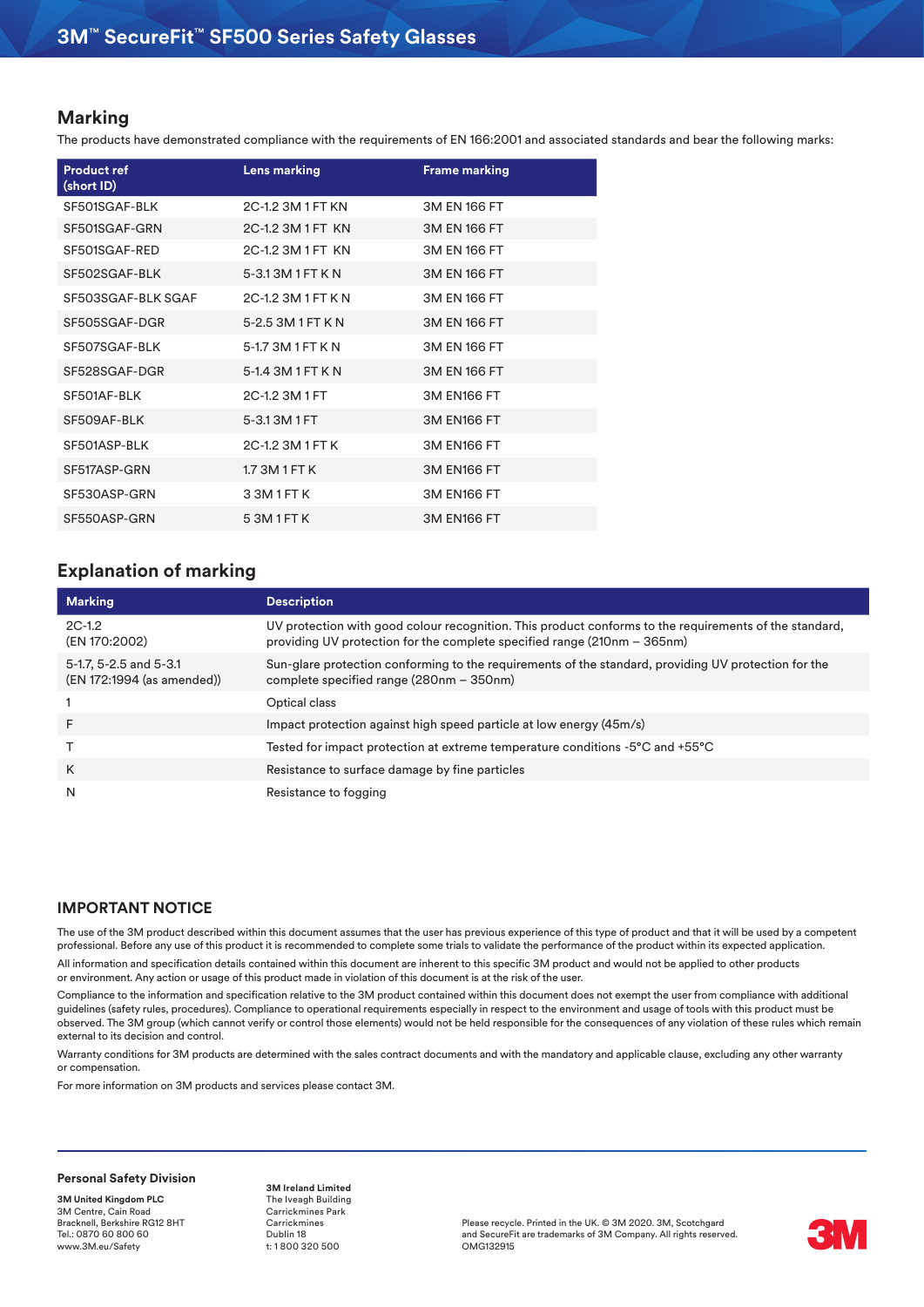## Marking

The products have demonstrated compliance with the requirements of EN 166:2001 and associated standards and bear the following marks:

| Product ref (short ID) | Lens marking | Frame marking |
|---|---|---|
| SF501SGAF-BLK | 2C-1.2 3M 1 FT KN | 3M EN 166 FT |
| SF501SGAF-GRN | 2C-1.2 3M 1 FT KN | 3M EN 166 FT |
| SF501SGAF-RED | 2C-1.2 3M 1 FT KN | 3M EN 166 FT |
| SF502SGAF-BLK | 5-3.1 3M 1 FT K N | 3M EN 166 FT |
| SF503SGAF-BLK SGAF | 2C-1.2 3M 1 FT K N | 3M EN 166 FT |
| SF505SGAF-DGR | 5-2.5 3M 1 FT K N | 3M EN 166 FT |
| SF507SGAF-BLK | 5-1.7 3M 1 FT K N | 3M EN 166 FT |
| SF528SGAF-DGR | 5-1.4 3M 1 FT K N | 3M EN 166 FT |
| SF501AF-BLK | 2C-1.2 3M 1 FT | 3M EN166 FT |
| SF509AF-BLK | 5-3.1 3M 1 FT | 3M EN166 FT |
| SF501ASP-BLK | 2C-1.2 3M 1 FT K | 3M EN166 FT |
| SF517ASP-GRN | 1.7 3M 1 FT K | 3M EN166 FT |
| SF530ASP-GRN | 3 3M 1 FT K | 3M EN166 FT |
| SF550ASP-GRN | 5 3M 1 FT K | 3M EN166 FT |

## Explanation of marking

| Marking | Description |
|---|---|
| 2C-1.2 (EN 170:2002) | UV protection with good colour recognition. This product conforms to the requirements of the standard, providing UV protection for the complete specified range (210nm – 365nm) |
| 5-1.7, 5-2.5 and 5-3.1 (EN 172:1994 (as amended)) | Sun-glare protection conforming to the requirements of the standard, providing UV protection for the complete specified range (280nm – 350nm) |
| 1 | Optical class |
| F | Impact protection against high speed particle at low energy (45m/s) |
| T | Tested for impact protection at extreme temperature conditions -5°C and +55°C |
| K | Resistance to surface damage by fine particles |
| N | Resistance to fogging |

## IMPORTANT NOTICE

The use of the 3M product described within this document assumes that the user has previous experience of this type of product and that it will be used by a competent professional. Before any use of this product it is recommended to complete some trials to validate the performance of the product within its expected application.

All information and specification details contained within this document are inherent to this specific 3M product and would not be applied to other products or environment. Any action or usage of this product made in violation of this document is at the risk of its user.

Compliance to the information and specification relative to the 3M product contained within this document does not exempt the user from compliance with additional guidelines (safety rules, procedures). Compliance to operational requirements especially in respect to the environment and usage of tools with this product must be observed. The 3M group (which cannot verify or control those elements) would not be held responsible for the consequences of any violation of these rules which remain external to its decision and control.

Warranty conditions for 3M products are determined with the sales contract documents and with the mandatory and applicable clause, excluding any other warranty or compensation.

For more information on 3M products and services please contact 3M.

**Personal Safety Division**

**3M United Kingdom PLC**
3M Centre, Cain Road
Bracknell, Berkshire RG12 8HT
Tel.: 0870 60 800 60
www.3M.eu/Safety

**3M Ireland Limited**
The Iveagh Building
Carrickmines Park
Carrickmines
Dublin 18
t: 1 800 320 500

Please recycle. Printed in the UK. © 3M 2020. 3M, Scotchgard and SecureFit are trademarks of 3M Company. All rights reserved.
OMG132915